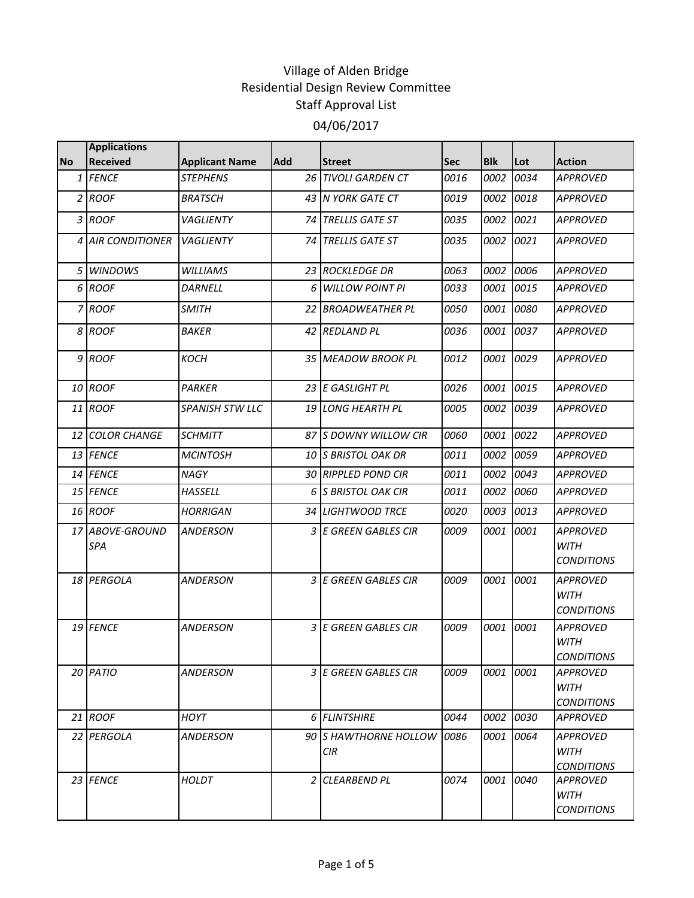# Village of Alden Bridge
## Residential Design Review Committee
## Staff Approval List
## 04/06/2017

| No | Applications Received | Applicant Name | Add | Street | Sec | Blk | Lot | Action |
|---|---|---|---|---|---|---|---|---|
| 1 | FENCE | STEPHENS | 26 | TIVOLI GARDEN CT | 0016 | 0002 | 0034 | APPROVED |
| 2 | ROOF | BRATSCH | 43 | N YORK GATE CT | 0019 | 0002 | 0018 | APPROVED |
| 3 | ROOF | VAGLIENTY | 74 | TRELLIS GATE ST | 0035 | 0002 | 0021 | APPROVED |
| 4 | AIR CONDITIONER | VAGLIENTY | 74 | TRELLIS GATE ST | 0035 | 0002 | 0021 | APPROVED |
| 5 | WINDOWS | WILLIAMS | 23 | ROCKLEDGE DR | 0063 | 0002 | 0006 | APPROVED |
| 6 | ROOF | DARNELL | 6 | WILLOW POINT Pl | 0033 | 0001 | 0015 | APPROVED |
| 7 | ROOF | SMITH | 22 | BROADWEATHER PL | 0050 | 0001 | 0080 | APPROVED |
| 8 | ROOF | BAKER | 42 | REDLAND PL | 0036 | 0001 | 0037 | APPROVED |
| 9 | ROOF | KOCH | 35 | MEADOW BROOK PL | 0012 | 0001 | 0029 | APPROVED |
| 10 | ROOF | PARKER | 23 | E GASLIGHT PL | 0026 | 0001 | 0015 | APPROVED |
| 11 | ROOF | SPANISH STW LLC | 19 | LONG HEARTH PL | 0005 | 0002 | 0039 | APPROVED |
| 12 | COLOR CHANGE | SCHMITT | 87 | S DOWNY WILLOW CIR | 0060 | 0001 | 0022 | APPROVED |
| 13 | FENCE | MCINTOSH | 10 | S BRISTOL OAK DR | 0011 | 0002 | 0059 | APPROVED |
| 14 | FENCE | NAGY | 30 | RIPPLED POND CIR | 0011 | 0002 | 0043 | APPROVED |
| 15 | FENCE | HASSELL | 6 | S BRISTOL OAK CIR | 0011 | 0002 | 0060 | APPROVED |
| 16 | ROOF | HORRIGAN | 34 | LIGHTWOOD TRCE | 0020 | 0003 | 0013 | APPROVED |
| 17 | ABOVE-GROUND SPA | ANDERSON | 3 | E GREEN GABLES CIR | 0009 | 0001 | 0001 | APPROVED WITH CONDITIONS |
| 18 | PERGOLA | ANDERSON | 3 | E GREEN GABLES CIR | 0009 | 0001 | 0001 | APPROVED WITH CONDITIONS |
| 19 | FENCE | ANDERSON | 3 | E GREEN GABLES CIR | 0009 | 0001 | 0001 | APPROVED WITH CONDITIONS |
| 20 | PATIO | ANDERSON | 3 | E GREEN GABLES CIR | 0009 | 0001 | 0001 | APPROVED WITH CONDITIONS |
| 21 | ROOF | HOYT | 6 | FLINTSHIRE | 0044 | 0002 | 0030 | APPROVED |
| 22 | PERGOLA | ANDERSON | 90 | S HAWTHORNE HOLLOW CIR | 0086 | 0001 | 0064 | APPROVED WITH CONDITIONS |
| 23 | FENCE | HOLDT | 2 | CLEARBEND PL | 0074 | 0001 | 0040 | APPROVED WITH CONDITIONS |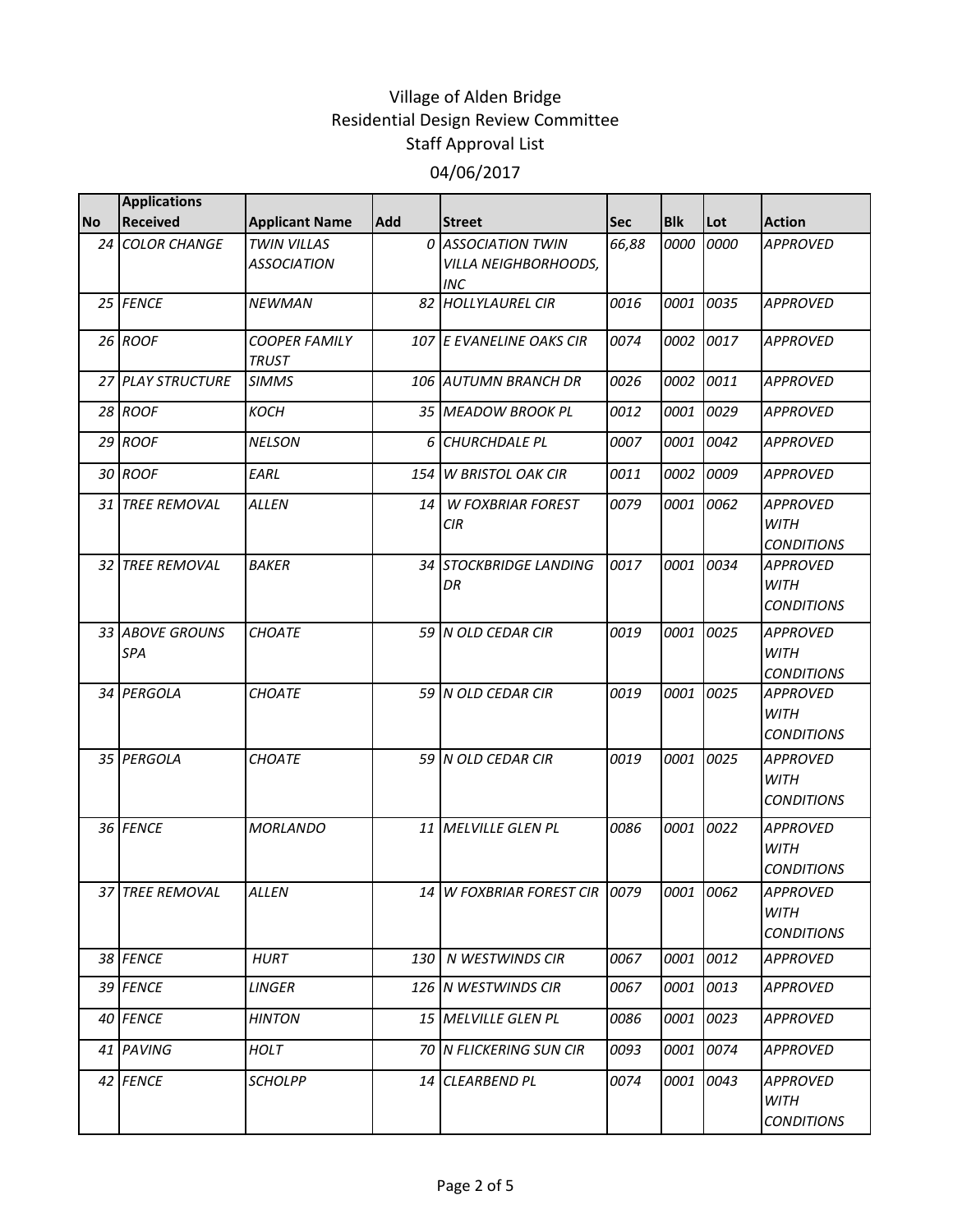# Village of Alden Bridge
## Residential Design Review Committee
## Staff Approval List
## 04/06/2017

| No | Applications Received | Applicant Name | Add | Street | Sec | Blk | Lot | Action |
|---|---|---|---|---|---|---|---|---|
| 24 | *COLOR CHANGE* | *TWIN VILLAS ASSOCIATION* | *0* | *ASSOCIATION TWIN VILLA NEIGHBORHOODS, INC* | *66,88* | *0000* | *0000* | *APPROVED* |
| 25 | *FENCE* | *NEWMAN* | *82* | *HOLLYLAUREL CIR* | *0016* | *0001* | *0035* | *APPROVED* |
| 26 | *ROOF* | *COOPER FAMILY TRUST* | *107* | *E EVANELINE OAKS CIR* | *0074* | *0002* | *0017* | *APPROVED* |
| 27 | *PLAY STRUCTURE* | *SIMMS* | *106* | *AUTUMN BRANCH DR* | *0026* | *0002* | *0011* | *APPROVED* |
| 28 | *ROOF* | *KOCH* | *35* | *MEADOW BROOK PL* | *0012* | *0001* | *0029* | *APPROVED* |
| 29 | *ROOF* | *NELSON* | *6* | *CHURCHDALE PL* | *0007* | *0001* | *0042* | *APPROVED* |
| 30 | *ROOF* | *EARL* | *154* | *W BRISTOL OAK CIR* | *0011* | *0002* | *0009* | *APPROVED* |
| 31 | *TREE REMOVAL* | *ALLEN* | *14* | *W FOXBRIAR FOREST CIR* | *0079* | *0001* | *0062* | *APPROVED WITH CONDITIONS* |
| 32 | *TREE REMOVAL* | *BAKER* | *34* | *STOCKBRIDGE LANDING DR* | *0017* | *0001* | *0034* | *APPROVED WITH CONDITIONS* |
| 33 | *ABOVE GROUNS SPA* | *CHOATE* | *59* | *N OLD CEDAR CIR* | *0019* | *0001* | *0025* | *APPROVED WITH CONDITIONS* |
| 34 | *PERGOLA* | *CHOATE* | *59* | *N OLD CEDAR CIR* | *0019* | *0001* | *0025* | *APPROVED WITH CONDITIONS* |
| 35 | *PERGOLA* | *CHOATE* | *59* | *N OLD CEDAR CIR* | *0019* | *0001* | *0025* | *APPROVED WITH CONDITIONS* |
| 36 | *FENCE* | *MORLANDO* | *11* | *MELVILLE GLEN PL* | *0086* | *0001* | *0022* | *APPROVED WITH CONDITIONS* |
| 37 | *TREE REMOVAL* | *ALLEN* | *14* | *W FOXBRIAR FOREST CIR* | *0079* | *0001* | *0062* | *APPROVED WITH CONDITIONS* |
| 38 | *FENCE* | *HURT* | *130* | *N WESTWINDS CIR* | *0067* | *0001* | *0012* | *APPROVED* |
| 39 | *FENCE* | *LINGER* | *126* | *N WESTWINDS CIR* | *0067* | *0001* | *0013* | *APPROVED* |
| 40 | *FENCE* | *HINTON* | *15* | *MELVILLE GLEN PL* | *0086* | *0001* | *0023* | *APPROVED* |
| 41 | *PAVING* | *HOLT* | *70* | *N FLICKERING SUN CIR* | *0093* | *0001* | *0074* | *APPROVED* |
| 42 | *FENCE* | *SCHOLPP* | *14* | *CLEARBEND PL* | *0074* | *0001* | *0043* | *APPROVED WITH CONDITIONS* |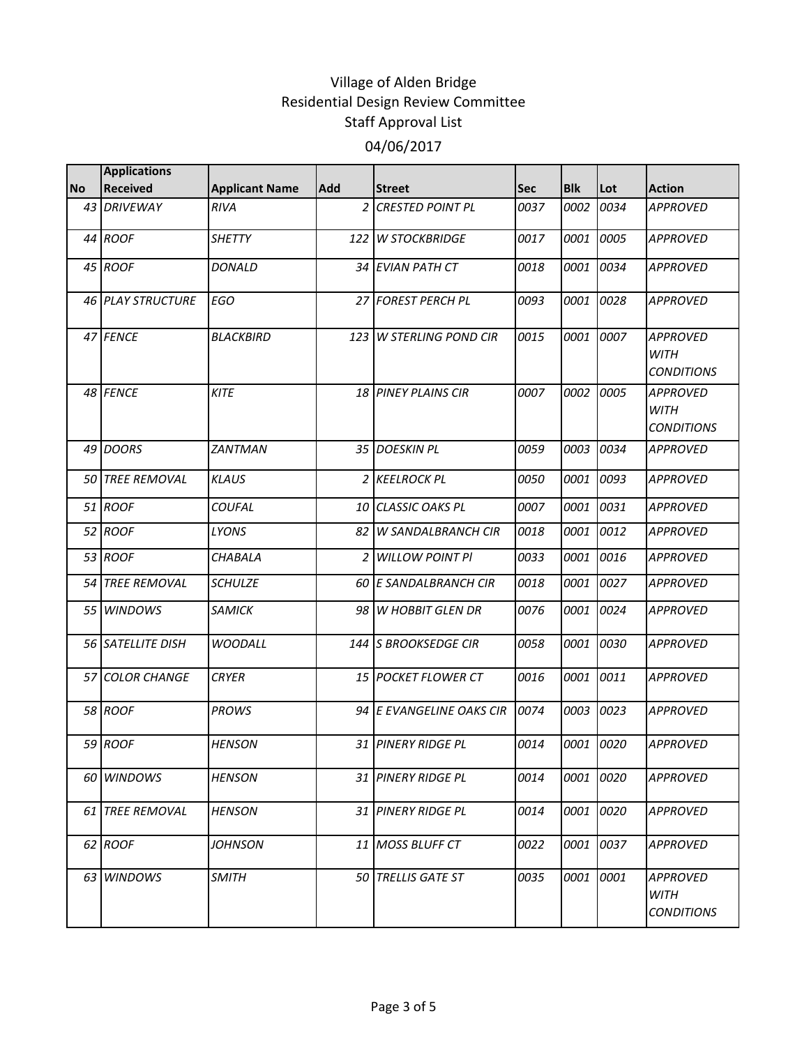# Village of Alden Bridge
## Residential Design Review Committee
## Staff Approval List
## 04/06/2017

| No | Applications Received | Applicant Name | Add | Street | Sec | Blk | Lot | Action |
|---|---|---|---|---|---|---|---|---|
| 43 | DRIVEWAY | RIVA | 2 | CRESTED POINT PL | 0037 | 0002 | 0034 | APPROVED |
| 44 | ROOF | SHETTY | 122 | W STOCKBRIDGE | 0017 | 0001 | 0005 | APPROVED |
| 45 | ROOF | DONALD | 34 | EVIAN PATH CT | 0018 | 0001 | 0034 | APPROVED |
| 46 | PLAY STRUCTURE | EGO | 27 | FOREST PERCH PL | 0093 | 0001 | 0028 | APPROVED |
| 47 | FENCE | BLACKBIRD | 123 | W STERLING POND CIR | 0015 | 0001 | 0007 | APPROVED WITH CONDITIONS |
| 48 | FENCE | KITE | 18 | PINEY PLAINS CIR | 0007 | 0002 | 0005 | APPROVED WITH CONDITIONS |
| 49 | DOORS | ZANTMAN | 35 | DOESKIN PL | 0059 | 0003 | 0034 | APPROVED |
| 50 | TREE REMOVAL | KLAUS | 2 | KEELROCK PL | 0050 | 0001 | 0093 | APPROVED |
| 51 | ROOF | COUFAL | 10 | CLASSIC OAKS PL | 0007 | 0001 | 0031 | APPROVED |
| 52 | ROOF | LYONS | 82 | W SANDALBRANCH CIR | 0018 | 0001 | 0012 | APPROVED |
| 53 | ROOF | CHABALA | 2 | WILLOW POINT Pl | 0033 | 0001 | 0016 | APPROVED |
| 54 | TREE REMOVAL | SCHULZE | 60 | E SANDALBRANCH CIR | 0018 | 0001 | 0027 | APPROVED |
| 55 | WINDOWS | SAMICK | 98 | W HOBBIT GLEN DR | 0076 | 0001 | 0024 | APPROVED |
| 56 | SATELLITE DISH | WOODALL | 144 | S BROOKSEDGE CIR | 0058 | 0001 | 0030 | APPROVED |
| 57 | COLOR CHANGE | CRYER | 15 | POCKET FLOWER CT | 0016 | 0001 | 0011 | APPROVED |
| 58 | ROOF | PROWS | 94 | E EVANGELINE OAKS CIR | 0074 | 0003 | 0023 | APPROVED |
| 59 | ROOF | HENSON | 31 | PINERY RIDGE PL | 0014 | 0001 | 0020 | APPROVED |
| 60 | WINDOWS | HENSON | 31 | PINERY RIDGE PL | 0014 | 0001 | 0020 | APPROVED |
| 61 | TREE REMOVAL | HENSON | 31 | PINERY RIDGE PL | 0014 | 0001 | 0020 | APPROVED |
| 62 | ROOF | JOHNSON | 11 | MOSS BLUFF CT | 0022 | 0001 | 0037 | APPROVED |
| 63 | WINDOWS | SMITH | 50 | TRELLIS GATE ST | 0035 | 0001 | 0001 | APPROVED WITH CONDITIONS |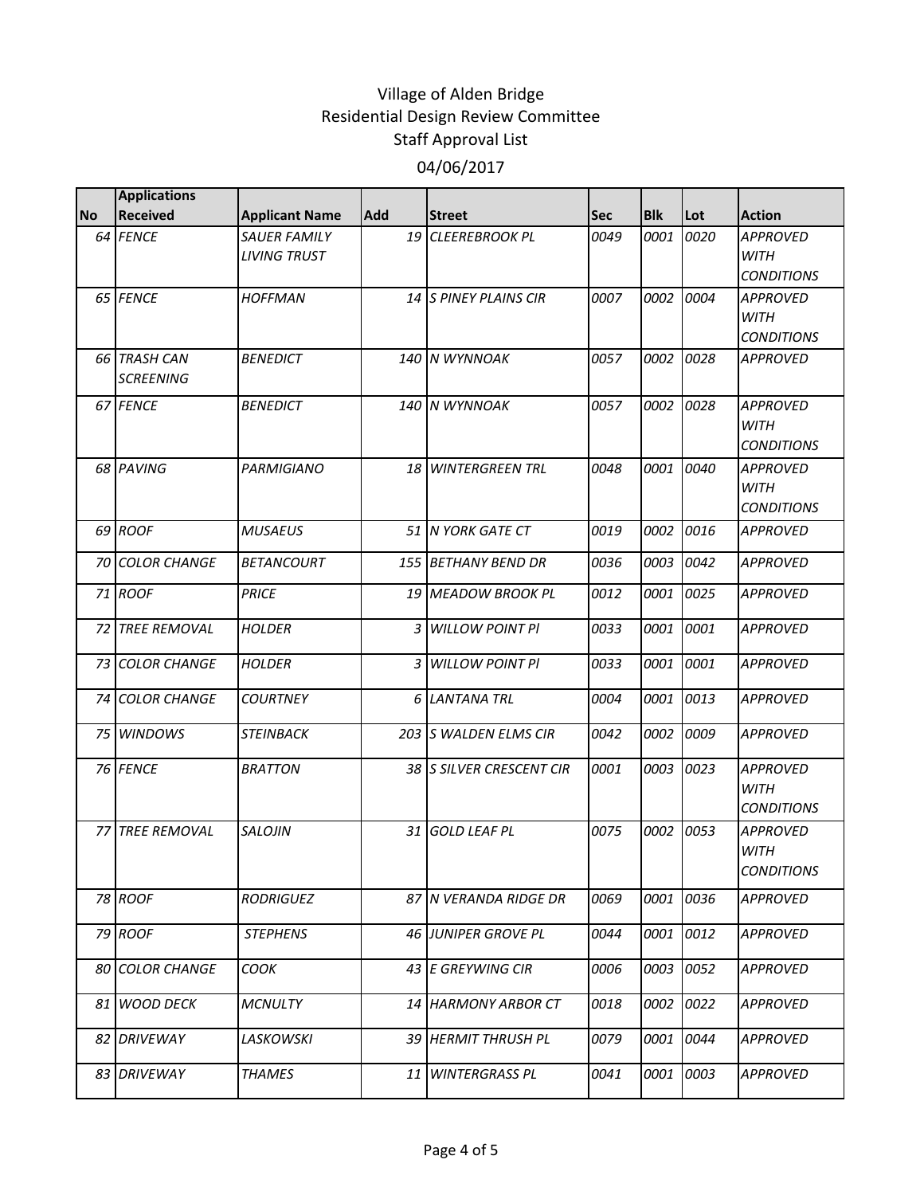# Village of Alden Bridge
## Residential Design Review Committee
## Staff Approval List
### 04/06/2017

| No | Applications Received | Applicant Name | Add | Street | Sec | Blk | Lot | Action |
|---|---|---|---|---|---|---|---|---|
| 64 | FENCE | SAUER FAMILY LIVING TRUST | 19 | CLEEREBROOK PL | 0049 | 0001 | 0020 | APPROVED WITH CONDITIONS |
| 65 | FENCE | HOFFMAN | 14 | S PINEY PLAINS CIR | 0007 | 0002 | 0004 | APPROVED WITH CONDITIONS |
| 66 | TRASH CAN SCREENING | BENEDICT | 140 | N WYNNOAK | 0057 | 0002 | 0028 | APPROVED |
| 67 | FENCE | BENEDICT | 140 | N WYNNOAK | 0057 | 0002 | 0028 | APPROVED WITH CONDITIONS |
| 68 | PAVING | PARMIGIANO | 18 | WINTERGREEN TRL | 0048 | 0001 | 0040 | APPROVED WITH CONDITIONS |
| 69 | ROOF | MUSAEUS | 51 | N YORK GATE CT | 0019 | 0002 | 0016 | APPROVED |
| 70 | COLOR CHANGE | BETANCOURT | 155 | BETHANY BEND DR | 0036 | 0003 | 0042 | APPROVED |
| 71 | ROOF | PRICE | 19 | MEADOW BROOK PL | 0012 | 0001 | 0025 | APPROVED |
| 72 | TREE REMOVAL | HOLDER | 3 | WILLOW POINT Pl | 0033 | 0001 | 0001 | APPROVED |
| 73 | COLOR CHANGE | HOLDER | 3 | WILLOW POINT Pl | 0033 | 0001 | 0001 | APPROVED |
| 74 | COLOR CHANGE | COURTNEY | 6 | LANTANA TRL | 0004 | 0001 | 0013 | APPROVED |
| 75 | WINDOWS | STEINBACK | 203 | S WALDEN ELMS CIR | 0042 | 0002 | 0009 | APPROVED |
| 76 | FENCE | BRATTON | 38 | S SILVER CRESCENT CIR | 0001 | 0003 | 0023 | APPROVED WITH CONDITIONS |
| 77 | TREE REMOVAL | SALOJIN | 31 | GOLD LEAF PL | 0075 | 0002 | 0053 | APPROVED WITH CONDITIONS |
| 78 | ROOF | RODRIGUEZ | 87 | N VERANDA RIDGE DR | 0069 | 0001 | 0036 | APPROVED |
| 79 | ROOF | STEPHENS | 46 | JUNIPER GROVE PL | 0044 | 0001 | 0012 | APPROVED |
| 80 | COLOR CHANGE | COOK | 43 | E GREYWING CIR | 0006 | 0003 | 0052 | APPROVED |
| 81 | WOOD DECK | MCNULTY | 14 | HARMONY ARBOR CT | 0018 | 0002 | 0022 | APPROVED |
| 82 | DRIVEWAY | LASKOWSKI | 39 | HERMIT THRUSH PL | 0079 | 0001 | 0044 | APPROVED |
| 83 | DRIVEWAY | THAMES | 11 | WINTERGRASS PL | 0041 | 0001 | 0003 | APPROVED |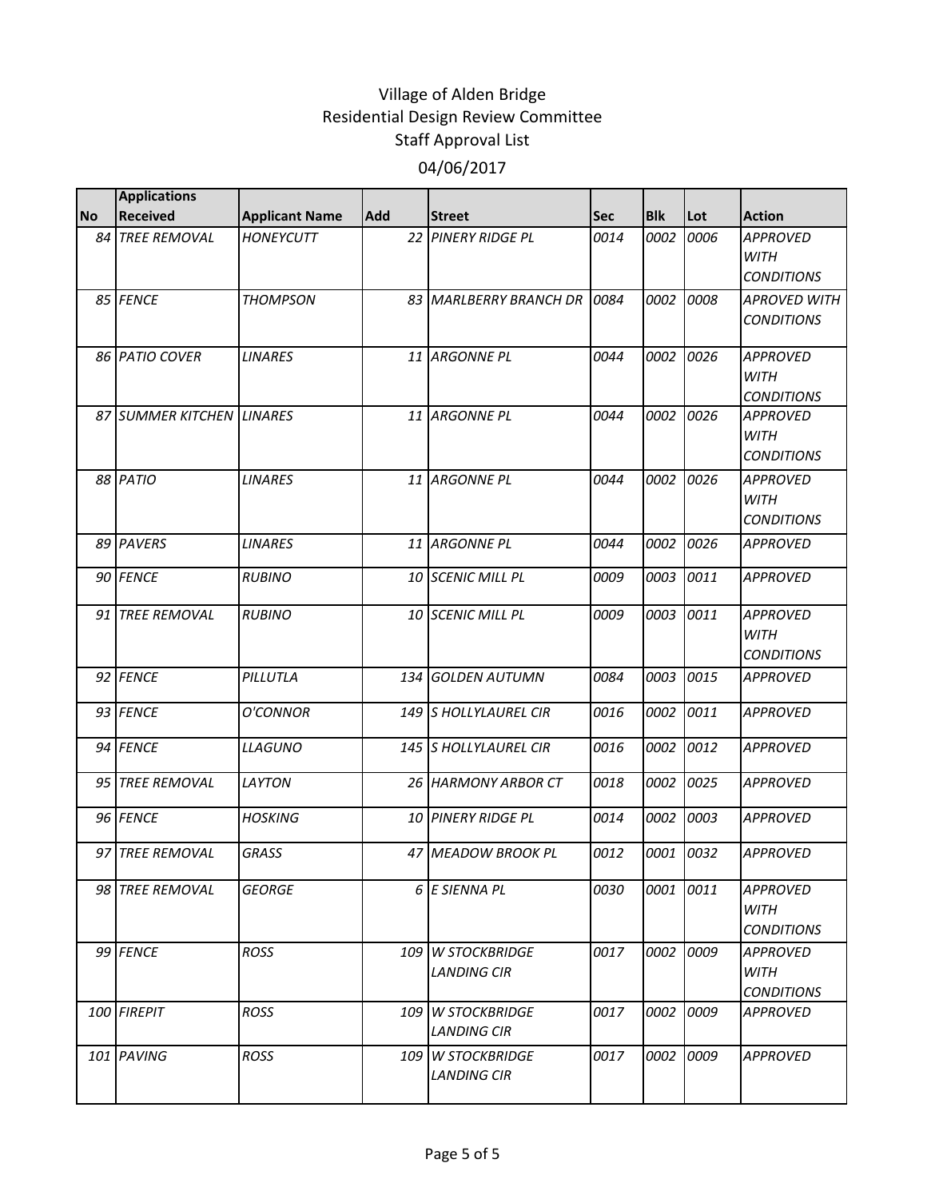# Village of Alden Bridge
## Residential Design Review Committee
## Staff Approval List
## 04/06/2017

| No | Applications Received | Applicant Name | Add | Street | Sec | Blk | Lot | Action |
|---|---|---|---|---|---|---|---|---|
| 84 | *TREE REMOVAL* | *HONEYCUTT* | 22 | *PINERY RIDGE PL* | *0014* | *0002* | *0006* | *APPROVED WITH CONDITIONS* |
| 85 | *FENCE* | *THOMPSON* | 83 | *MARLBERRY BRANCH DR* | *0084* | *0002* | *0008* | *APROVED WITH CONDITIONS* |
| 86 | *PATIO COVER* | *LINARES* | 11 | *ARGONNE PL* | *0044* | *0002* | *0026* | *APPROVED WITH CONDITIONS* |
| 87 | *SUMMER KITCHEN* | *LINARES* | 11 | *ARGONNE PL* | *0044* | *0002* | *0026* | *APPROVED WITH CONDITIONS* |
| 88 | *PATIO* | *LINARES* | 11 | *ARGONNE PL* | *0044* | *0002* | *0026* | *APPROVED WITH CONDITIONS* |
| 89 | *PAVERS* | *LINARES* | 11 | *ARGONNE PL* | *0044* | *0002* | *0026* | *APPROVED* |
| 90 | *FENCE* | *RUBINO* | 10 | *SCENIC MILL PL* | *0009* | *0003* | *0011* | *APPROVED* |
| 91 | *TREE REMOVAL* | *RUBINO* | 10 | *SCENIC MILL PL* | *0009* | *0003* | *0011* | *APPROVED WITH CONDITIONS* |
| 92 | *FENCE* | *PILLUTLA* | 134 | *GOLDEN AUTUMN* | *0084* | *0003* | *0015* | *APPROVED* |
| 93 | *FENCE* | *O'CONNOR* | 149 | *S HOLLYLAUREL CIR* | *0016* | *0002* | *0011* | *APPROVED* |
| 94 | *FENCE* | *LLAGUNO* | 145 | *S HOLLYLAUREL CIR* | *0016* | *0002* | *0012* | *APPROVED* |
| 95 | *TREE REMOVAL* | *LAYTON* | 26 | *HARMONY ARBOR CT* | *0018* | *0002* | *0025* | *APPROVED* |
| 96 | *FENCE* | *HOSKING* | 10 | *PINERY RIDGE PL* | *0014* | *0002* | *0003* | *APPROVED* |
| 97 | *TREE REMOVAL* | *GRASS* | 47 | *MEADOW BROOK PL* | *0012* | *0001* | *0032* | *APPROVED* |
| 98 | *TREE REMOVAL* | *GEORGE* | 6 | *E SIENNA PL* | *0030* | *0001* | *0011* | *APPROVED WITH CONDITIONS* |
| 99 | *FENCE* | *ROSS* | 109 | *W STOCKBRIDGE LANDING CIR* | *0017* | *0002* | *0009* | *APPROVED WITH CONDITIONS* |
| 100 | *FIREPIT* | *ROSS* | 109 | *W STOCKBRIDGE LANDING CIR* | *0017* | *0002* | *0009* | *APPROVED* |
| 101 | *PAVING* | *ROSS* | 109 | *W STOCKBRIDGE LANDING CIR* | *0017* | *0002* | *0009* | *APPROVED* |